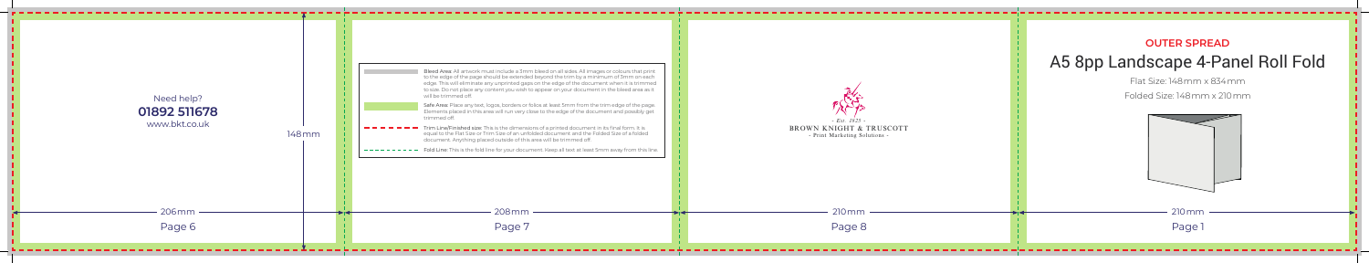Need help?

**01892 511678**

www.bkt.co.uk

148mm

206mm

Page 6

Bleed Area: All artwork must include a 3mm bleed on all sides. All images or colours that print to the edge of the page should be extended beyond the trim by a minimum of 3mm on each edge. This will eliminate any unprinted gaps on the edge of the document when it is trimmed to size. Do not place any content you wish to appear on your document in the bleed area as it will be trimmed off.

Safe Area: Place any text, logos, borders or folios at least 5mm from the trim edge of the page. Elements placed in this area will run very close to the edge of the document and possibly get trimmed off.

Trim Line/Finished size: This is the dimensions of a printed document in its final form. It is equal to the Flat Size or Trim Size of an unfolded document and the Folded Size of a folded document. Anything placed outside of this area will be trimmed off.

Fold Line: This is the fold line for your document. Keep all text at least 5mm away from this line.

208mm

Page 7

- Est. 1825 -

BROWN KNIGHT & TRUSCOTT

- Print Marketing Solutions -

210mm

Page 8

## OUTER SPREAD

# A5 8pp Landscape 4-Panel Roll Fold

Flat Size: 148mm x 834mm

Folded Size: 148mm x 210mm

210mm

Page 1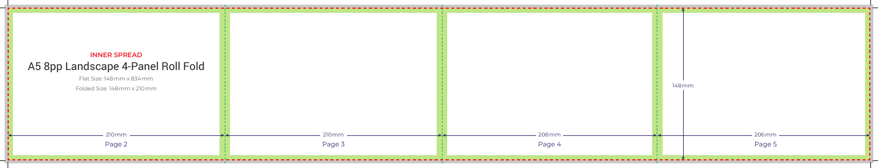**INNER SPREAD**

# A5 8pp Landscape 4-Panel Roll Fold

Flat Size: 148mm x 834mm

Folded Size: 148mm x 210mm

210mm
Page 2

210mm
Page 3

208mm
Page 4

148mm

206mm
Page 5